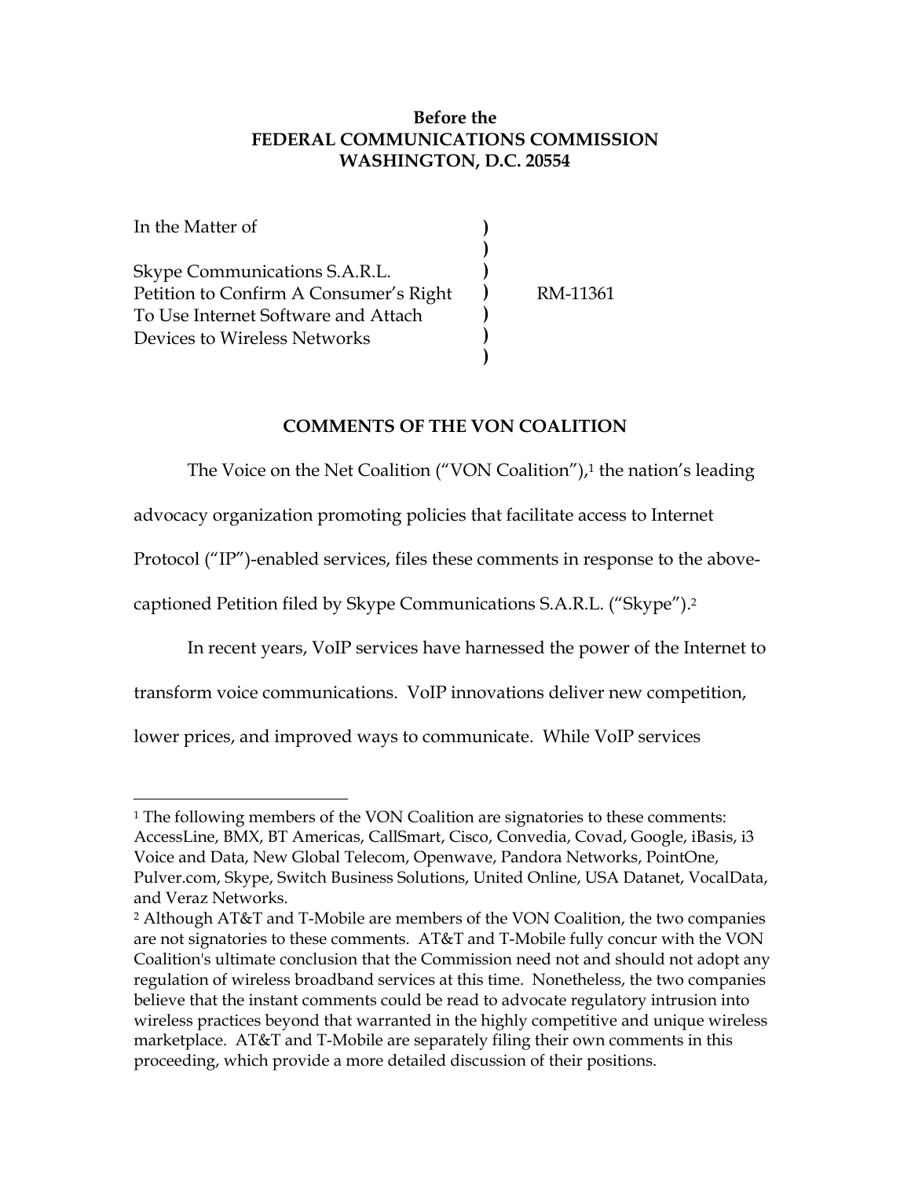**Before the**
**FEDERAL COMMUNICATIONS COMMISSION**
**WASHINGTON, D.C. 20554**

| | | |
|---|---|---|
| In the Matter of | ) | |
| | ) | |
| Skype Communications S.A.R.L. | ) | |
| Petition to Confirm A Consumer's Right | ) | RM-11361 |
| To Use Internet Software and Attach | ) | |
| Devices to Wireless Networks | ) | |
| | ) | |

## COMMENTS OF THE VON COALITION

The Voice on the Net Coalition ("VON Coalition"),[1] the nation's leading advocacy organization promoting policies that facilitate access to Internet Protocol ("IP")-enabled services, files these comments in response to the above-captioned Petition filed by Skype Communications S.A.R.L. ("Skype").[2]

In recent years, VoIP services have harnessed the power of the Internet to transform voice communications. VoIP innovations deliver new competition, lower prices, and improved ways to communicate. While VoIP services

---

[1] The following members of the VON Coalition are signatories to these comments: AccessLine, BMX, BT Americas, CallSmart, Cisco, Convedia, Covad, Google, iBasis, i3 Voice and Data, New Global Telecom, Openwave, Pandora Networks, PointOne, Pulver.com, Skype, Switch Business Solutions, United Online, USA Datanet, VocalData, and Veraz Networks.

[2] Although AT&T and T-Mobile are members of the VON Coalition, the two companies are not signatories to these comments. AT&T and T-Mobile fully concur with the VON Coalition's ultimate conclusion that the Commission need not and should not adopt any regulation of wireless broadband services at this time. Nonetheless, the two companies believe that the instant comments could be read to advocate regulatory intrusion into wireless practices beyond that warranted in the highly competitive and unique wireless marketplace. AT&T and T-Mobile are separately filing their own comments in this proceeding, which provide a more detailed discussion of their positions.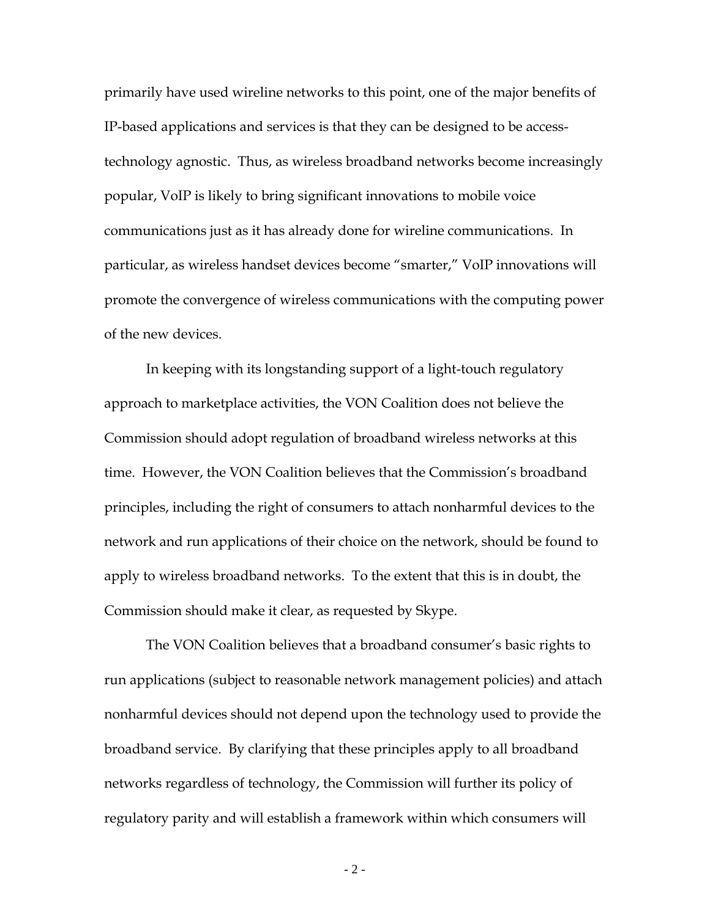primarily have used wireline networks to this point, one of the major benefits of IP-based applications and services is that they can be designed to be access-technology agnostic. Thus, as wireless broadband networks become increasingly popular, VoIP is likely to bring significant innovations to mobile voice communications just as it has already done for wireline communications. In particular, as wireless handset devices become "smarter," VoIP innovations will promote the convergence of wireless communications with the computing power of the new devices.

In keeping with its longstanding support of a light-touch regulatory approach to marketplace activities, the VON Coalition does not believe the Commission should adopt regulation of broadband wireless networks at this time. However, the VON Coalition believes that the Commission's broadband principles, including the right of consumers to attach nonharmful devices to the network and run applications of their choice on the network, should be found to apply to wireless broadband networks. To the extent that this is in doubt, the Commission should make it clear, as requested by Skype.

The VON Coalition believes that a broadband consumer's basic rights to run applications (subject to reasonable network management policies) and attach nonharmful devices should not depend upon the technology used to provide the broadband service. By clarifying that these principles apply to all broadband networks regardless of technology, the Commission will further its policy of regulatory parity and will establish a framework within which consumers will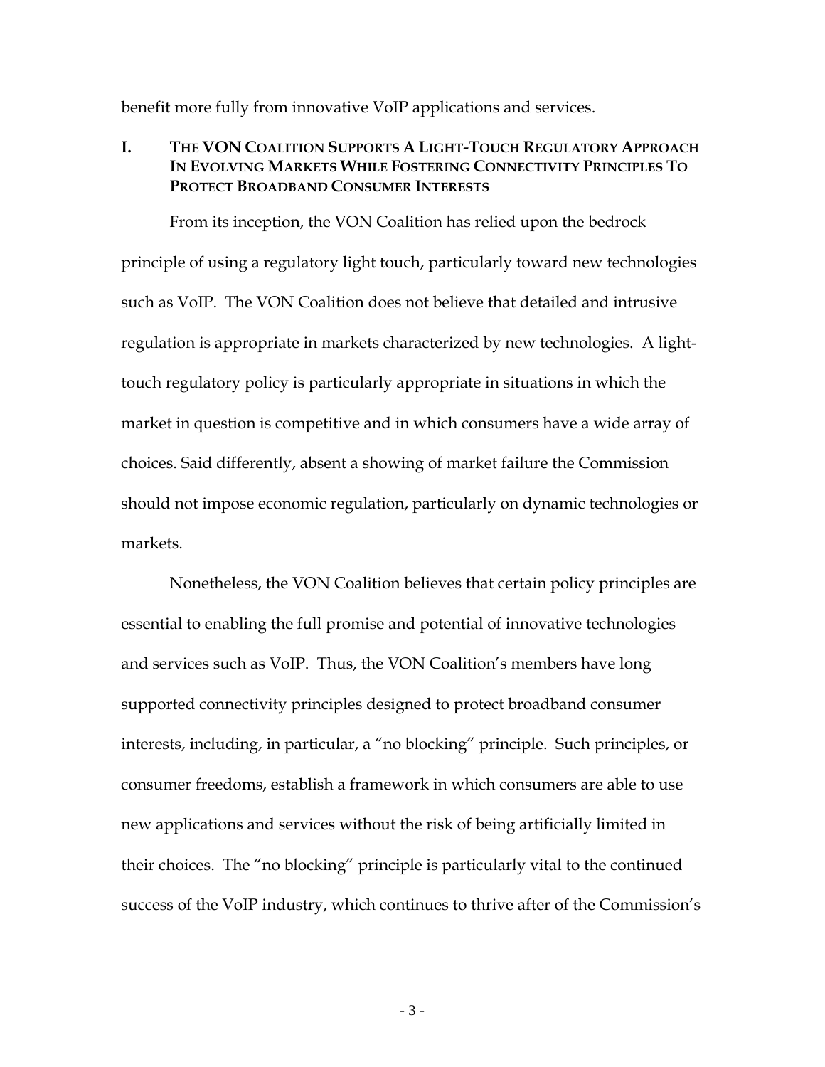benefit more fully from innovative VoIP applications and services.

## I. THE VON COALITION SUPPORTS A LIGHT-TOUCH REGULATORY APPROACH IN EVOLVING MARKETS WHILE FOSTERING CONNECTIVITY PRINCIPLES TO PROTECT BROADBAND CONSUMER INTERESTS

From its inception, the VON Coalition has relied upon the bedrock principle of using a regulatory light touch, particularly toward new technologies such as VoIP. The VON Coalition does not believe that detailed and intrusive regulation is appropriate in markets characterized by new technologies. A light-touch regulatory policy is particularly appropriate in situations in which the market in question is competitive and in which consumers have a wide array of choices. Said differently, absent a showing of market failure the Commission should not impose economic regulation, particularly on dynamic technologies or markets.

Nonetheless, the VON Coalition believes that certain policy principles are essential to enabling the full promise and potential of innovative technologies and services such as VoIP. Thus, the VON Coalition's members have long supported connectivity principles designed to protect broadband consumer interests, including, in particular, a "no blocking" principle. Such principles, or consumer freedoms, establish a framework in which consumers are able to use new applications and services without the risk of being artificially limited in their choices. The "no blocking" principle is particularly vital to the continued success of the VoIP industry, which continues to thrive after of the Commission's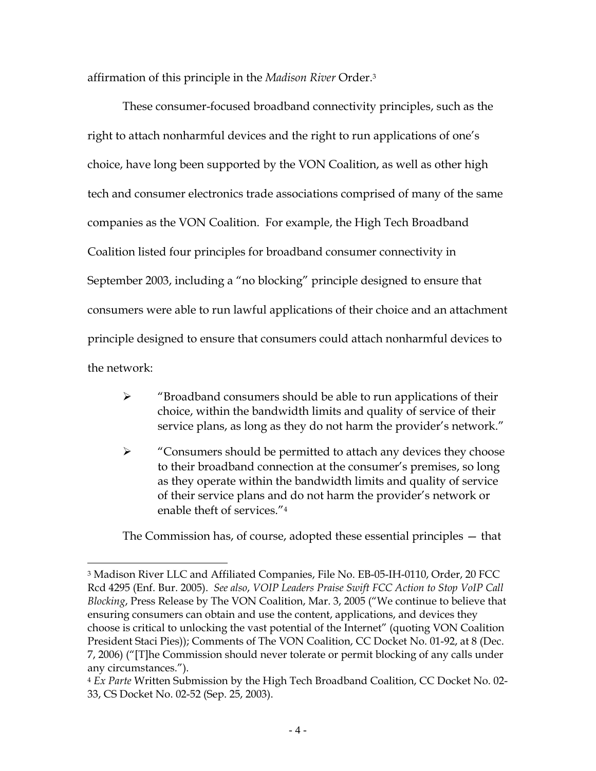affirmation of this principle in the *Madison River* Order.[3]

These consumer-focused broadband connectivity principles, such as the right to attach nonharmful devices and the right to run applications of one's choice, have long been supported by the VON Coalition, as well as other high tech and consumer electronics trade associations comprised of many of the same companies as the VON Coalition. For example, the High Tech Broadband Coalition listed four principles for broadband consumer connectivity in September 2003, including a "no blocking" principle designed to ensure that consumers were able to run lawful applications of their choice and an attachment principle designed to ensure that consumers could attach nonharmful devices to the network:

- "Broadband consumers should be able to run applications of their choice, within the bandwidth limits and quality of service of their service plans, as long as they do not harm the provider's network."
- "Consumers should be permitted to attach any devices they choose to their broadband connection at the consumer's premises, so long as they operate within the bandwidth limits and quality of service of their service plans and do not harm the provider's network or enable theft of services."[4]

The Commission has, of course, adopted these essential principles — that

---

[3] Madison River LLC and Affiliated Companies, File No. EB-05-IH-0110, Order, 20 FCC Rcd 4295 (Enf. Bur. 2005). *See also*, *VOIP Leaders Praise Swift FCC Action to Stop VoIP Call Blocking*, Press Release by The VON Coalition, Mar. 3, 2005 ("We continue to believe that ensuring consumers can obtain and use the content, applications, and devices they choose is critical to unlocking the vast potential of the Internet" (quoting VON Coalition President Staci Pies)); Comments of The VON Coalition, CC Docket No. 01-92, at 8 (Dec. 7, 2006) ("[T]he Commission should never tolerate or permit blocking of any calls under any circumstances.").

[4] *Ex Parte* Written Submission by the High Tech Broadband Coalition, CC Docket No. 02-33, CS Docket No. 02-52 (Sep. 25, 2003).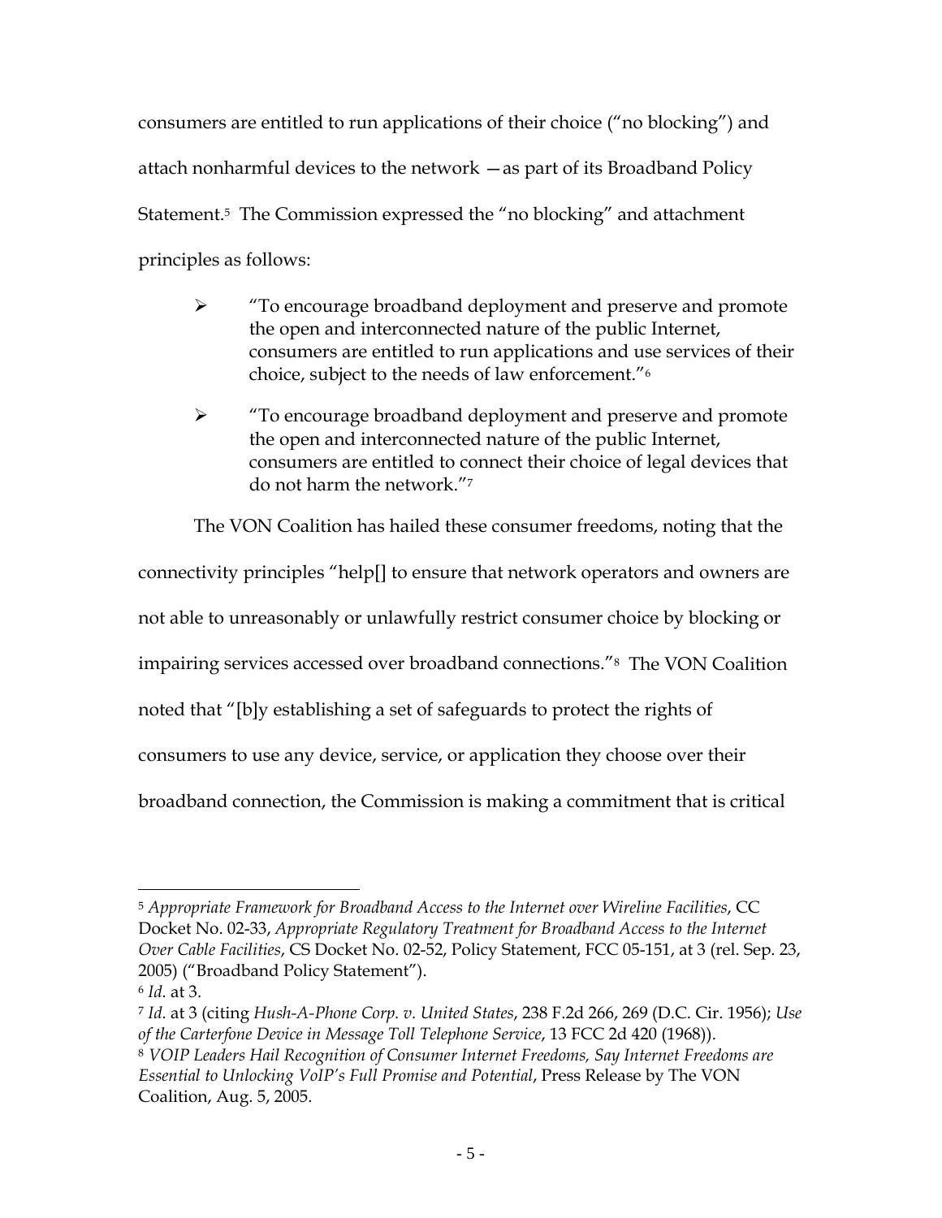consumers are entitled to run applications of their choice ("no blocking") and attach nonharmful devices to the network —as part of its Broadband Policy Statement.[5] The Commission expressed the "no blocking" and attachment principles as follows:

- "To encourage broadband deployment and preserve and promote the open and interconnected nature of the public Internet, consumers are entitled to run applications and use services of their choice, subject to the needs of law enforcement."[6]
- "To encourage broadband deployment and preserve and promote the open and interconnected nature of the public Internet, consumers are entitled to connect their choice of legal devices that do not harm the network."[7]

The VON Coalition has hailed these consumer freedoms, noting that the connectivity principles "help[] to ensure that network operators and owners are not able to unreasonably or unlawfully restrict consumer choice by blocking or impairing services accessed over broadband connections."[8] The VON Coalition noted that "[b]y establishing a set of safeguards to protect the rights of consumers to use any device, service, or application they choose over their broadband connection, the Commission is making a commitment that is critical

---

[5] *Appropriate Framework for Broadband Access to the Internet over Wireline Facilities*, CC Docket No. 02-33, *Appropriate Regulatory Treatment for Broadband Access to the Internet Over Cable Facilities*, CS Docket No. 02-52, Policy Statement, FCC 05-151, at 3 (rel. Sep. 23, 2005) ("Broadband Policy Statement").

[6] *Id.* at 3.

[7] *Id.* at 3 (citing *Hush-A-Phone Corp. v. United States*, 238 F.2d 266, 269 (D.C. Cir. 1956); *Use of the Carterfone Device in Message Toll Telephone Service*, 13 FCC 2d 420 (1968)).

[8] *VOIP Leaders Hail Recognition of Consumer Internet Freedoms, Say Internet Freedoms are Essential to Unlocking VoIP's Full Promise and Potential*, Press Release by The VON Coalition, Aug. 5, 2005.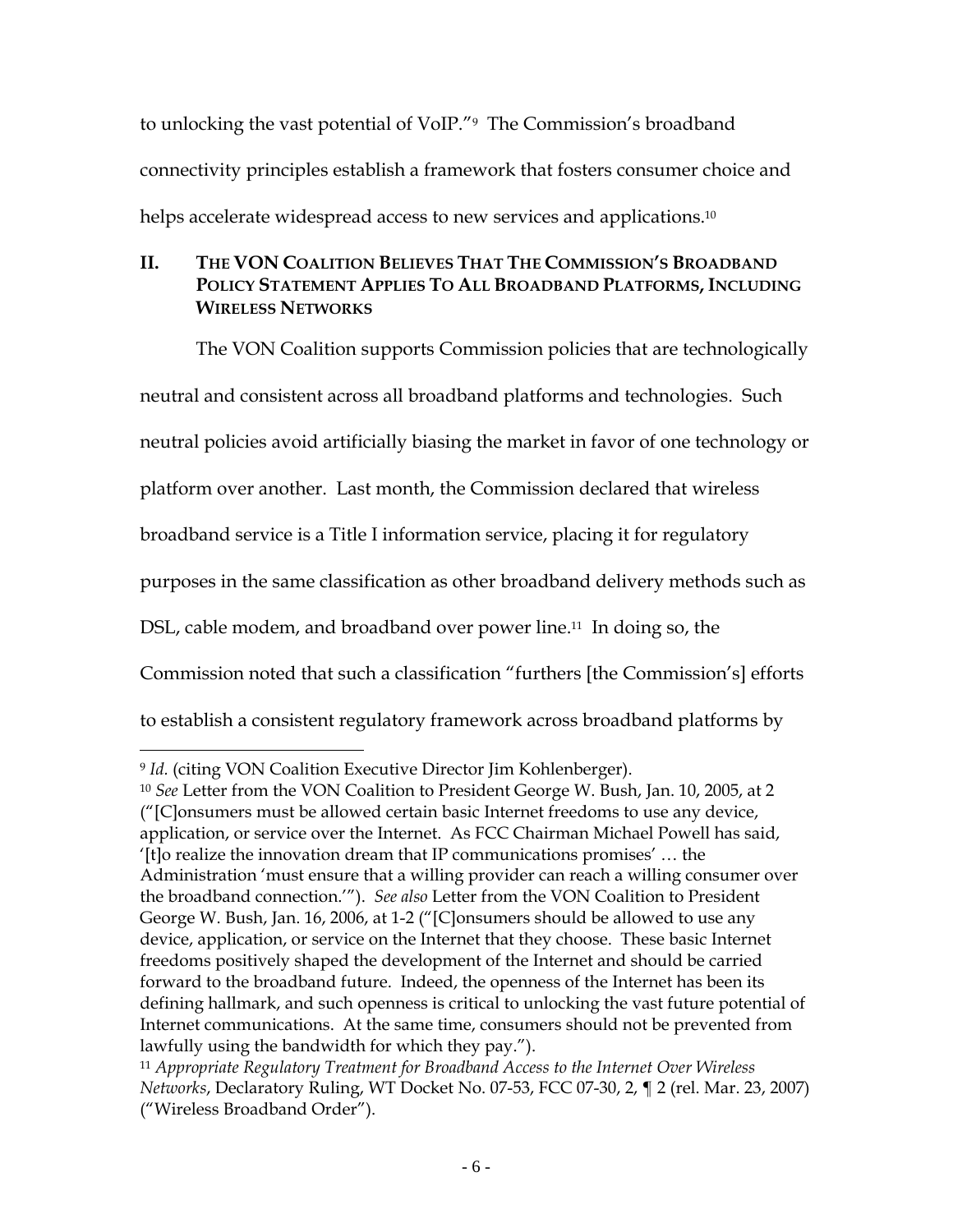to unlocking the vast potential of VoIP."[9] The Commission's broadband connectivity principles establish a framework that fosters consumer choice and helps accelerate widespread access to new services and applications.[10]

## II. THE VON COALITION BELIEVES THAT THE COMMISSION'S BROADBAND POLICY STATEMENT APPLIES TO ALL BROADBAND PLATFORMS, INCLUDING WIRELESS NETWORKS

The VON Coalition supports Commission policies that are technologically neutral and consistent across all broadband platforms and technologies. Such neutral policies avoid artificially biasing the market in favor of one technology or platform over another. Last month, the Commission declared that wireless broadband service is a Title I information service, placing it for regulatory purposes in the same classification as other broadband delivery methods such as DSL, cable modem, and broadband over power line.[11] In doing so, the Commission noted that such a classification "furthers [the Commission's] efforts to establish a consistent regulatory framework across broadband platforms by

---

[9] *Id.* (citing VON Coalition Executive Director Jim Kohlenberger).

[10] *See* Letter from the VON Coalition to President George W. Bush, Jan. 10, 2005, at 2 ("[C]onsumers must be allowed certain basic Internet freedoms to use any device, application, or service over the Internet. As FCC Chairman Michael Powell has said, '[t]o realize the innovation dream that IP communications promises' … the Administration 'must ensure that a willing provider can reach a willing consumer over the broadband connection.'"). *See also* Letter from the VON Coalition to President George W. Bush, Jan. 16, 2006, at 1-2 ("[C]onsumers should be allowed to use any device, application, or service on the Internet that they choose. These basic Internet freedoms positively shaped the development of the Internet and should be carried forward to the broadband future. Indeed, the openness of the Internet has been its defining hallmark, and such openness is critical to unlocking the vast future potential of Internet communications. At the same time, consumers should not be prevented from lawfully using the bandwidth for which they pay.").

[11] *Appropriate Regulatory Treatment for Broadband Access to the Internet Over Wireless Networks*, Declaratory Ruling, WT Docket No. 07-53, FCC 07-30, 2, ¶ 2 (rel. Mar. 23, 2007) ("Wireless Broadband Order").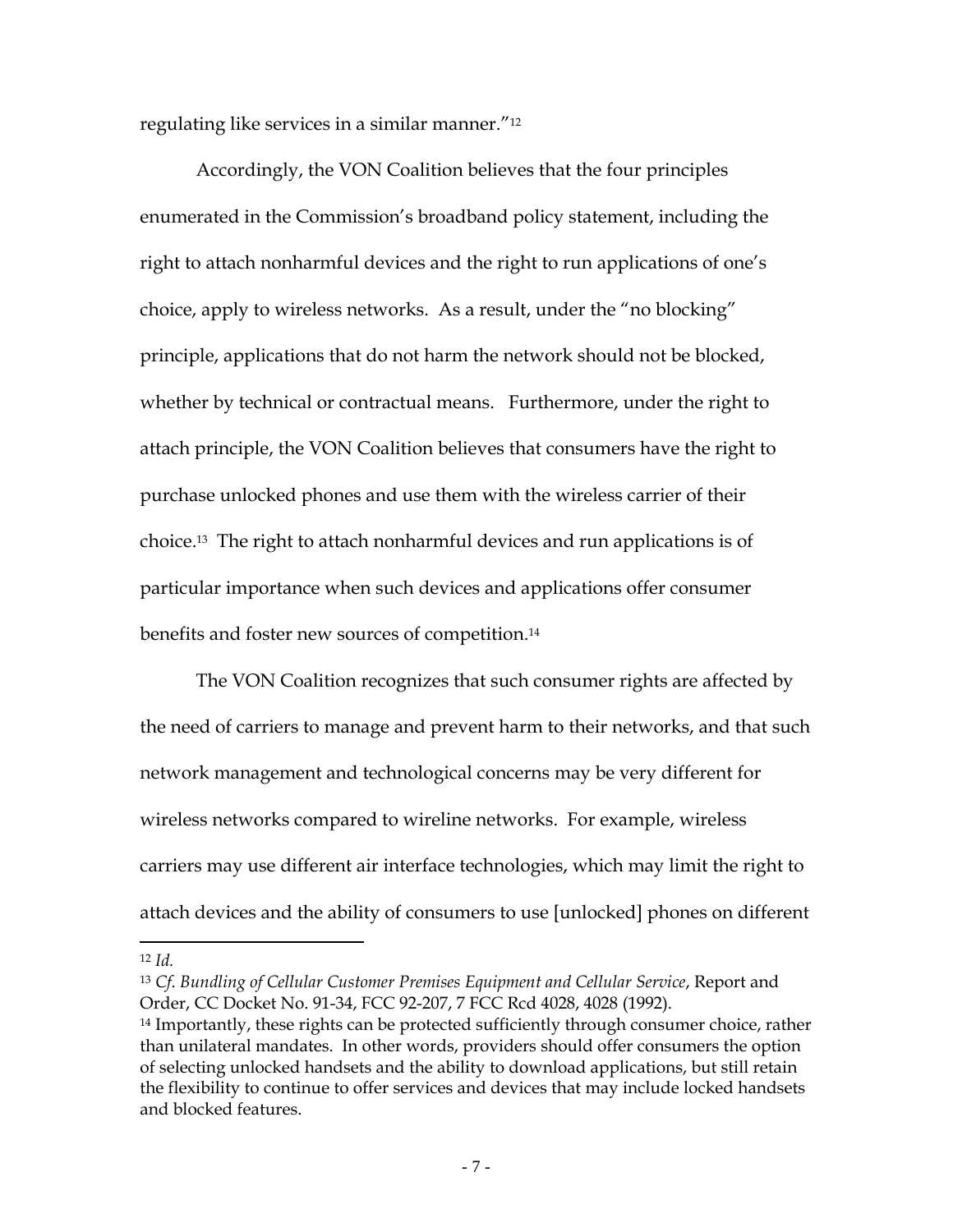regulating like services in a similar manner."[12]

Accordingly, the VON Coalition believes that the four principles enumerated in the Commission's broadband policy statement, including the right to attach nonharmful devices and the right to run applications of one's choice, apply to wireless networks. As a result, under the "no blocking" principle, applications that do not harm the network should not be blocked, whether by technical or contractual means. Furthermore, under the right to attach principle, the VON Coalition believes that consumers have the right to purchase unlocked phones and use them with the wireless carrier of their choice.[13] The right to attach nonharmful devices and run applications is of particular importance when such devices and applications offer consumer benefits and foster new sources of competition.[14]

The VON Coalition recognizes that such consumer rights are affected by the need of carriers to manage and prevent harm to their networks, and that such network management and technological concerns may be very different for wireless networks compared to wireline networks. For example, wireless carriers may use different air interface technologies, which may limit the right to attach devices and the ability of consumers to use [unlocked] phones on different

---

[12] *Id.*

[13] *Cf. Bundling of Cellular Customer Premises Equipment and Cellular Service*, Report and Order, CC Docket No. 91-34, FCC 92-207, 7 FCC Rcd 4028, 4028 (1992).

[14] Importantly, these rights can be protected sufficiently through consumer choice, rather than unilateral mandates. In other words, providers should offer consumers the option of selecting unlocked handsets and the ability to download applications, but still retain the flexibility to continue to offer services and devices that may include locked handsets and blocked features.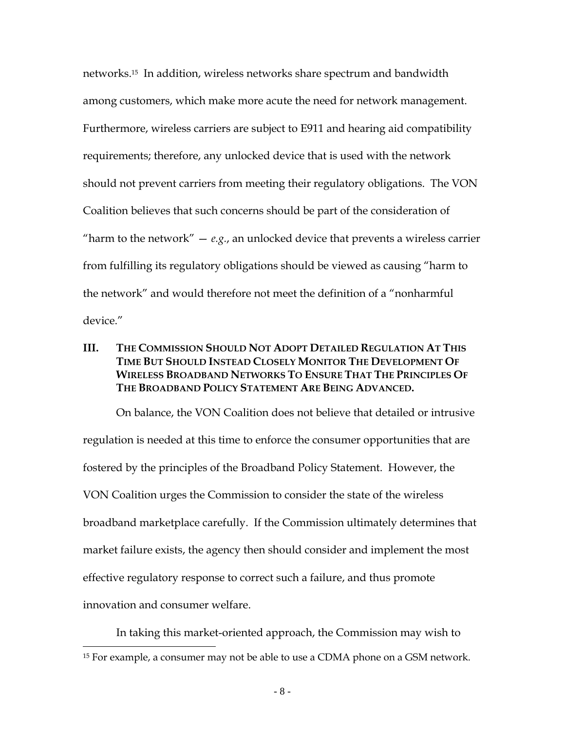networks.[15] In addition, wireless networks share spectrum and bandwidth among customers, which make more acute the need for network management. Furthermore, wireless carriers are subject to E911 and hearing aid compatibility requirements; therefore, any unlocked device that is used with the network should not prevent carriers from meeting their regulatory obligations. The VON Coalition believes that such concerns should be part of the consideration of "harm to the network" — *e.g.*, an unlocked device that prevents a wireless carrier from fulfilling its regulatory obligations should be viewed as causing "harm to the network" and would therefore not meet the definition of a "nonharmful device."

## III. THE COMMISSION SHOULD NOT ADOPT DETAILED REGULATION AT THIS TIME BUT SHOULD INSTEAD CLOSELY MONITOR THE DEVELOPMENT OF WIRELESS BROADBAND NETWORKS TO ENSURE THAT THE PRINCIPLES OF THE BROADBAND POLICY STATEMENT ARE BEING ADVANCED.

On balance, the VON Coalition does not believe that detailed or intrusive regulation is needed at this time to enforce the consumer opportunities that are fostered by the principles of the Broadband Policy Statement. However, the VON Coalition urges the Commission to consider the state of the wireless broadband marketplace carefully. If the Commission ultimately determines that market failure exists, the agency then should consider and implement the most effective regulatory response to correct such a failure, and thus promote innovation and consumer welfare.

In taking this market-oriented approach, the Commission may wish to

[15] For example, a consumer may not be able to use a CDMA phone on a GSM network.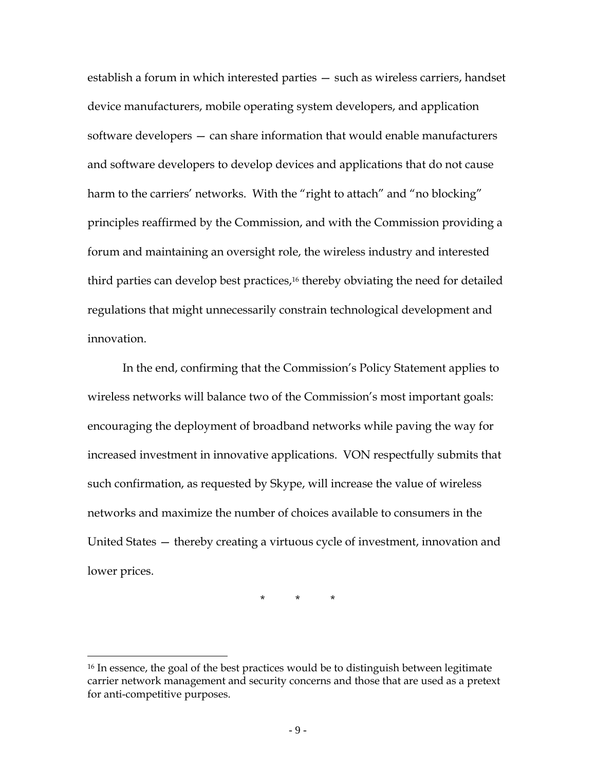establish a forum in which interested parties — such as wireless carriers, handset device manufacturers, mobile operating system developers, and application software developers — can share information that would enable manufacturers and software developers to develop devices and applications that do not cause harm to the carriers' networks. With the "right to attach" and "no blocking" principles reaffirmed by the Commission, and with the Commission providing a forum and maintaining an oversight role, the wireless industry and interested third parties can develop best practices,[16] thereby obviating the need for detailed regulations that might unnecessarily constrain technological development and innovation.

In the end, confirming that the Commission's Policy Statement applies to wireless networks will balance two of the Commission's most important goals: encouraging the deployment of broadband networks while paving the way for increased investment in innovative applications. VON respectfully submits that such confirmation, as requested by Skype, will increase the value of wireless networks and maximize the number of choices available to consumers in the United States — thereby creating a virtuous cycle of investment, innovation and lower prices.

\*　　\*　　\*

---

[16] In essence, the goal of the best practices would be to distinguish between legitimate carrier network management and security concerns and those that are used as a pretext for anti-competitive purposes.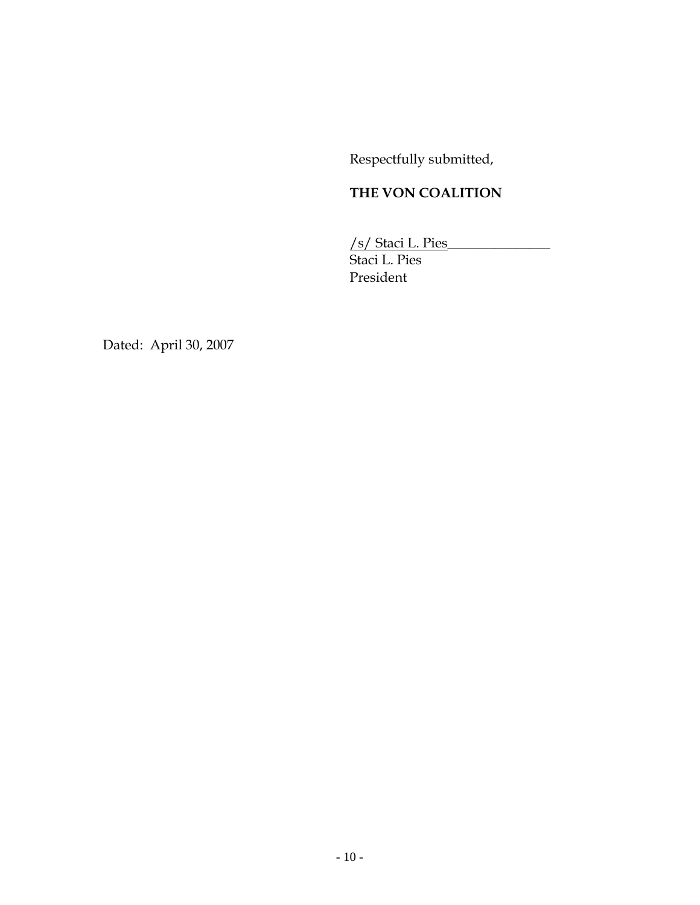Respectfully submitted,

**THE VON COALITION**

/s/ Staci L. Pies\_\_\_\_\_\_\_\_\_\_\_\_\_\_\_
Staci L. Pies
President

Dated: April 30, 2007